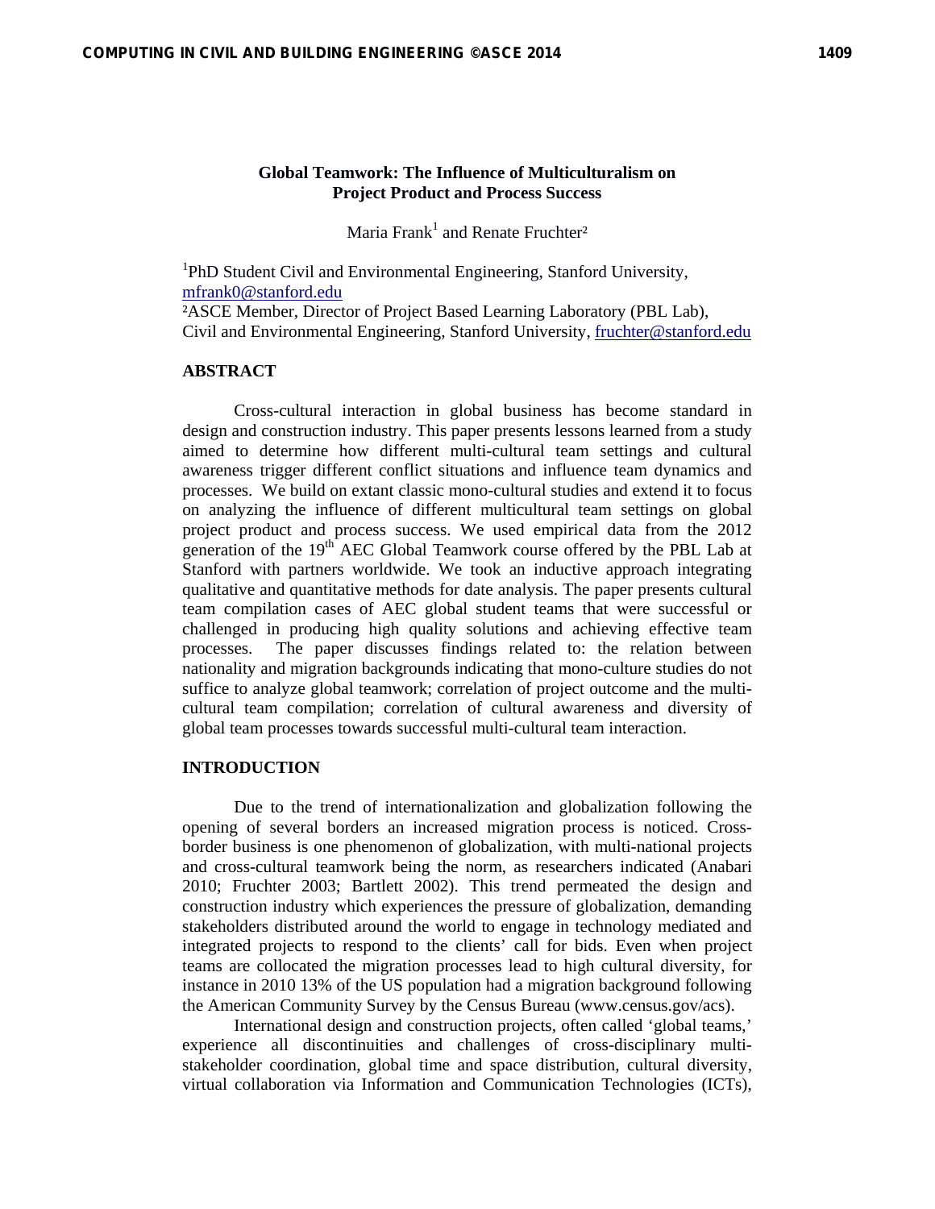# Global Teamwork: The Influence of Multiculturalism on Project Product and Process Success

Maria Frank[1] and Renate Fruchter[2]

[1]PhD Student Civil and Environmental Engineering, Stanford University, mfrank0@stanford.edu

[2]ASCE Member, Director of Project Based Learning Laboratory (PBL Lab), Civil and Environmental Engineering, Stanford University, fruchter@stanford.edu

## ABSTRACT

Cross-cultural interaction in global business has become standard in design and construction industry. This paper presents lessons learned from a study aimed to determine how different multi-cultural team settings and cultural awareness trigger different conflict situations and influence team dynamics and processes. We build on extant classic mono-cultural studies and extend it to focus on analyzing the influence of different multicultural team settings on global project product and process success. We used empirical data from the 2012 generation of the 19th AEC Global Teamwork course offered by the PBL Lab at Stanford with partners worldwide. We took an inductive approach integrating qualitative and quantitative methods for date analysis. The paper presents cultural team compilation cases of AEC global student teams that were successful or challenged in producing high quality solutions and achieving effective team processes. The paper discusses findings related to: the relation between nationality and migration backgrounds indicating that mono-culture studies do not suffice to analyze global teamwork; correlation of project outcome and the multi-cultural team compilation; correlation of cultural awareness and diversity of global team processes towards successful multi-cultural team interaction.

## INTRODUCTION

Due to the trend of internationalization and globalization following the opening of several borders an increased migration process is noticed. Cross-border business is one phenomenon of globalization, with multi-national projects and cross-cultural teamwork being the norm, as researchers indicated (Anabari 2010; Fruchter 2003; Bartlett 2002). This trend permeated the design and construction industry which experiences the pressure of globalization, demanding stakeholders distributed around the world to engage in technology mediated and integrated projects to respond to the clients' call for bids. Even when project teams are collocated the migration processes lead to high cultural diversity, for instance in 2010 13% of the US population had a migration background following the American Community Survey by the Census Bureau (www.census.gov/acs).

International design and construction projects, often called 'global teams,' experience all discontinuities and challenges of cross-disciplinary multi-stakeholder coordination, global time and space distribution, cultural diversity, virtual collaboration via Information and Communication Technologies (ICTs),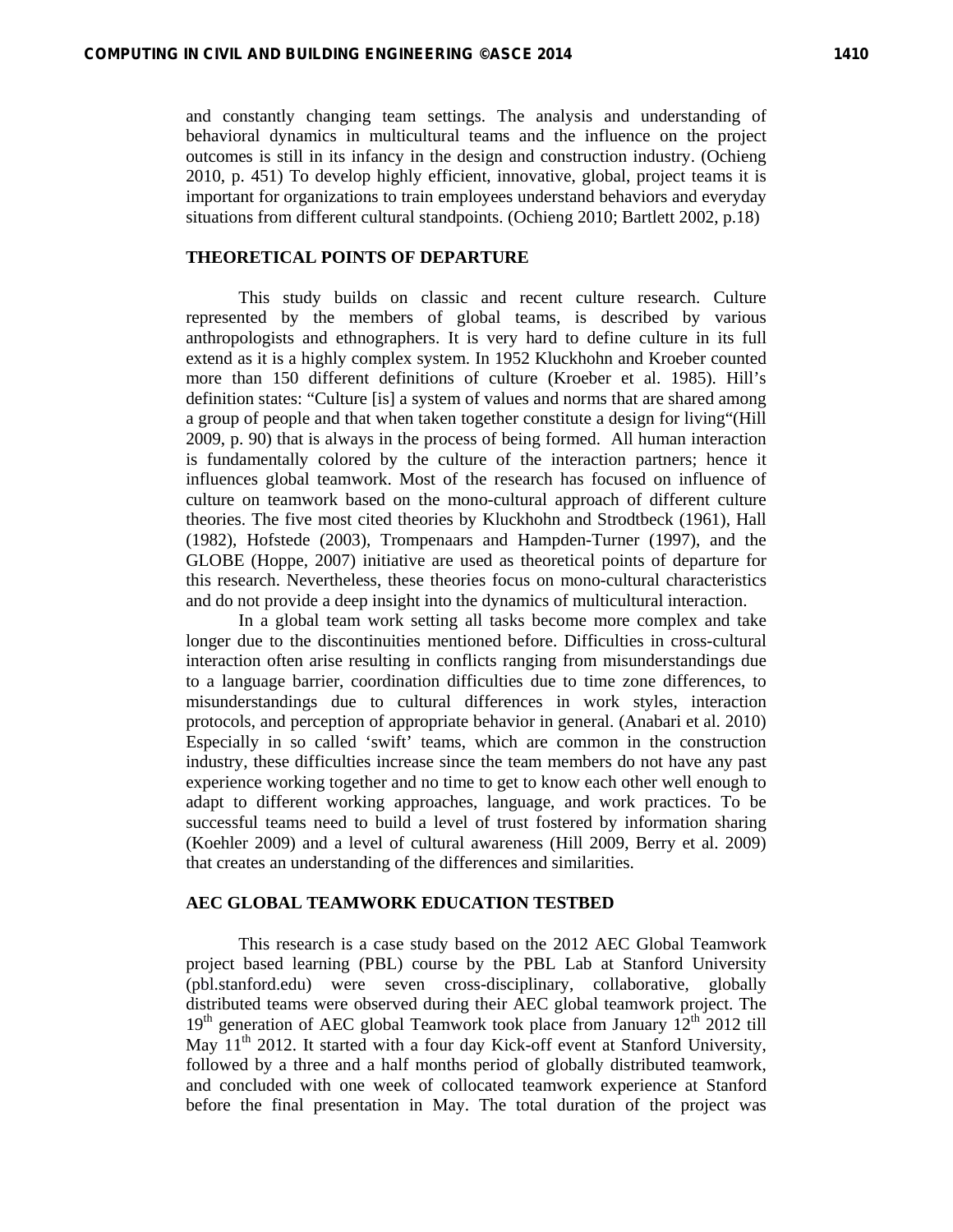and constantly changing team settings. The analysis and understanding of behavioral dynamics in multicultural teams and the influence on the project outcomes is still in its infancy in the design and construction industry. (Ochieng 2010, p. 451) To develop highly efficient, innovative, global, project teams it is important for organizations to train employees understand behaviors and everyday situations from different cultural standpoints. (Ochieng 2010; Bartlett 2002, p.18)

## THEORETICAL POINTS OF DEPARTURE

This study builds on classic and recent culture research. Culture represented by the members of global teams, is described by various anthropologists and ethnographers. It is very hard to define culture in its full extend as it is a highly complex system. In 1952 Kluckhohn and Kroeber counted more than 150 different definitions of culture (Kroeber et al. 1985). Hill's definition states: "Culture [is] a system of values and norms that are shared among a group of people and that when taken together constitute a design for living"(Hill 2009, p. 90) that is always in the process of being formed. All human interaction is fundamentally colored by the culture of the interaction partners; hence it influences global teamwork. Most of the research has focused on influence of culture on teamwork based on the mono-cultural approach of different culture theories. The five most cited theories by Kluckhohn and Strodtbeck (1961), Hall (1982), Hofstede (2003), Trompenaars and Hampden-Turner (1997), and the GLOBE (Hoppe, 2007) initiative are used as theoretical points of departure for this research. Nevertheless, these theories focus on mono-cultural characteristics and do not provide a deep insight into the dynamics of multicultural interaction.

In a global team work setting all tasks become more complex and take longer due to the discontinuities mentioned before. Difficulties in cross-cultural interaction often arise resulting in conflicts ranging from misunderstandings due to a language barrier, coordination difficulties due to time zone differences, to misunderstandings due to cultural differences in work styles, interaction protocols, and perception of appropriate behavior in general. (Anabari et al. 2010) Especially in so called 'swift' teams, which are common in the construction industry, these difficulties increase since the team members do not have any past experience working together and no time to get to know each other well enough to adapt to different working approaches, language, and work practices. To be successful teams need to build a level of trust fostered by information sharing (Koehler 2009) and a level of cultural awareness (Hill 2009, Berry et al. 2009) that creates an understanding of the differences and similarities.

## AEC GLOBAL TEAMWORK EDUCATION TESTBED

This research is a case study based on the 2012 AEC Global Teamwork project based learning (PBL) course by the PBL Lab at Stanford University (pbl.stanford.edu) were seven cross-disciplinary, collaborative, globally distributed teams were observed during their AEC global teamwork project. The 19th generation of AEC global Teamwork took place from January 12th 2012 till May 11th 2012. It started with a four day Kick-off event at Stanford University, followed by a three and a half months period of globally distributed teamwork, and concluded with one week of collocated teamwork experience at Stanford before the final presentation in May. The total duration of the project was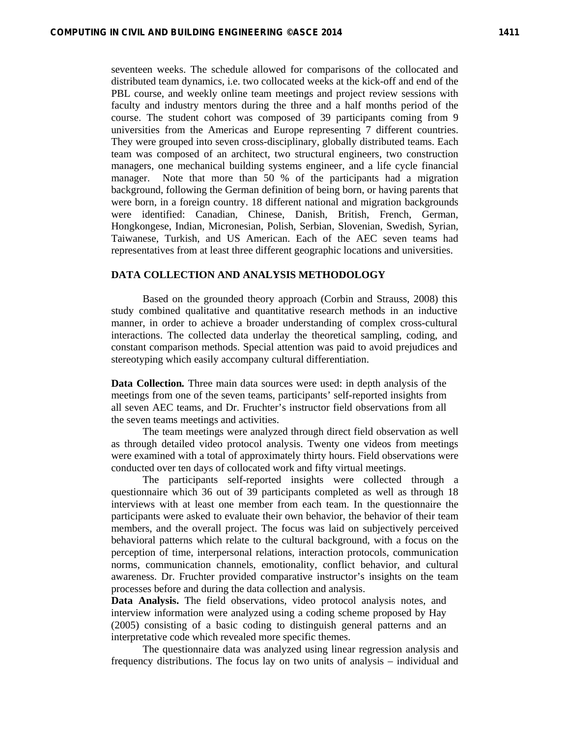seventeen weeks. The schedule allowed for comparisons of the collocated and distributed team dynamics, i.e. two collocated weeks at the kick-off and end of the PBL course, and weekly online team meetings and project review sessions with faculty and industry mentors during the three and a half months period of the course. The student cohort was composed of 39 participants coming from 9 universities from the Americas and Europe representing 7 different countries. They were grouped into seven cross-disciplinary, globally distributed teams. Each team was composed of an architect, two structural engineers, two construction managers, one mechanical building systems engineer, and a life cycle financial manager. Note that more than 50 % of the participants had a migration background, following the German definition of being born, or having parents that were born, in a foreign country. 18 different national and migration backgrounds were identified: Canadian, Chinese, Danish, British, French, German, Hongkongese, Indian, Micronesian, Polish, Serbian, Slovenian, Swedish, Syrian, Taiwanese, Turkish, and US American. Each of the AEC seven teams had representatives from at least three different geographic locations and universities.

## DATA COLLECTION AND ANALYSIS METHODOLOGY

Based on the grounded theory approach (Corbin and Strauss, 2008) this study combined qualitative and quantitative research methods in an inductive manner, in order to achieve a broader understanding of complex cross-cultural interactions. The collected data underlay the theoretical sampling, coding, and constant comparison methods. Special attention was paid to avoid prejudices and stereotyping which easily accompany cultural differentiation.

**Data Collection.** Three main data sources were used: in depth analysis of the meetings from one of the seven teams, participants' self-reported insights from all seven AEC teams, and Dr. Fruchter's instructor field observations from all the seven teams meetings and activities.

The team meetings were analyzed through direct field observation as well as through detailed video protocol analysis. Twenty one videos from meetings were examined with a total of approximately thirty hours. Field observations were conducted over ten days of collocated work and fifty virtual meetings.

The participants self-reported insights were collected through a questionnaire which 36 out of 39 participants completed as well as through 18 interviews with at least one member from each team. In the questionnaire the participants were asked to evaluate their own behavior, the behavior of their team members, and the overall project. The focus was laid on subjectively perceived behavioral patterns which relate to the cultural background, with a focus on the perception of time, interpersonal relations, interaction protocols, communication norms, communication channels, emotionality, conflict behavior, and cultural awareness. Dr. Fruchter provided comparative instructor's insights on the team processes before and during the data collection and analysis.

**Data Analysis.** The field observations, video protocol analysis notes, and interview information were analyzed using a coding scheme proposed by Hay (2005) consisting of a basic coding to distinguish general patterns and an interpretative code which revealed more specific themes.

The questionnaire data was analyzed using linear regression analysis and frequency distributions. The focus lay on two units of analysis – individual and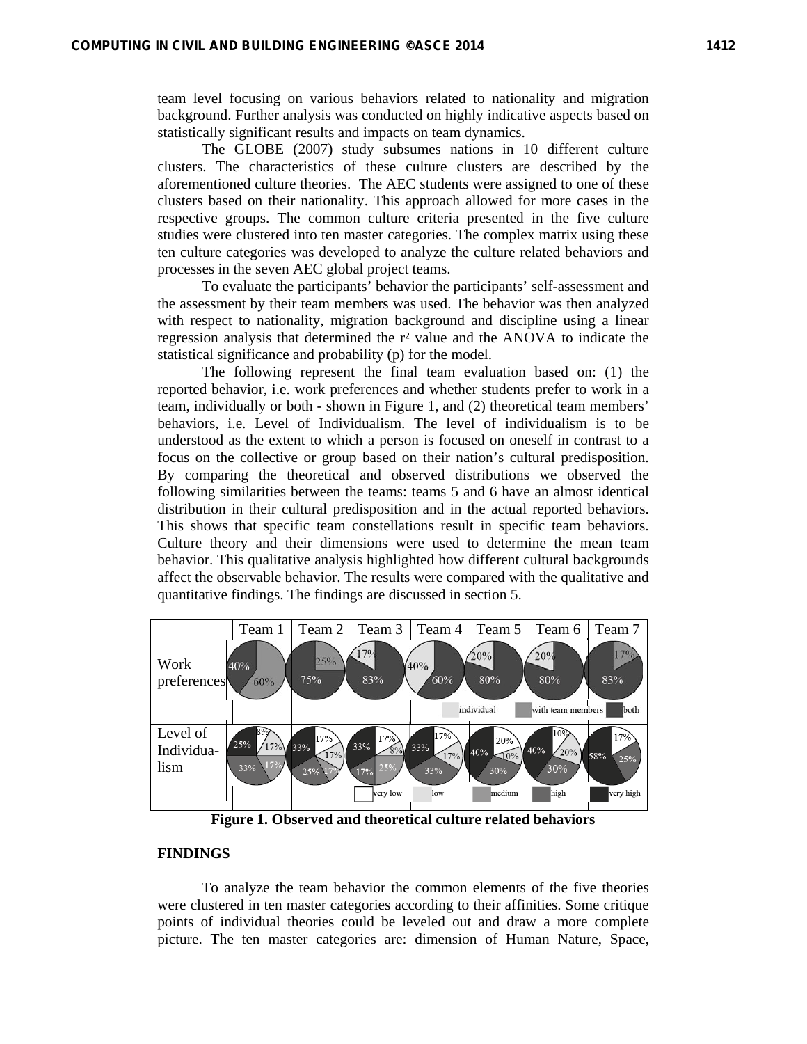team level focusing on various behaviors related to nationality and migration background. Further analysis was conducted on highly indicative aspects based on statistically significant results and impacts on team dynamics.

The GLOBE (2007) study subsumes nations in 10 different culture clusters. The characteristics of these culture clusters are described by the aforementioned culture theories. The AEC students were assigned to one of these clusters based on their nationality. This approach allowed for more cases in the respective groups. The common culture criteria presented in the five culture studies were clustered into ten master categories. The complex matrix using these ten culture categories was developed to analyze the culture related behaviors and processes in the seven AEC global project teams.

To evaluate the participants' behavior the participants' self-assessment and the assessment by their team members was used. The behavior was then analyzed with respect to nationality, migration background and discipline using a linear regression analysis that determined the $r^2$ value and the ANOVA to indicate the statistical significance and probability (p) for the model.

The following represent the final team evaluation based on: (1) the reported behavior, i.e. work preferences and whether students prefer to work in a team, individually or both - shown in Figure 1, and (2) theoretical team members' behaviors, i.e. Level of Individualism. The level of individualism is to be understood as the extent to which a person is focused on oneself in contrast to a focus on the collective or group based on their nation's cultural predisposition. By comparing the theoretical and observed distributions we observed the following similarities between the teams: teams 5 and 6 have an almost identical distribution in their cultural predisposition and in the actual reported behaviors. This shows that specific team constellations result in specific team behaviors. Culture theory and their dimensions were used to determine the mean team behavior. This qualitative analysis highlighted how different cultural backgrounds affect the observable behavior. The results were compared with the qualitative and quantitative findings. The findings are discussed in section 5.

| | Team 1 | Team 2 | Team 3 | Team 4 | Team 5 | Team 6 | Team 7 |
|---|---|---|---|---|---|---|---|
| Work preferences | 40%, 60% | 25%, 75% | 17%, 83% | 40%, 60% | 20%, 80% | 20%, 80% | 17%, 83% |
| Level of Individualism | 8%, 17%, 17%, 33%, 25% | 17%, 17%, 17%, 25%, 33% | 17%, 8%, 25%, 17%, 33% | 17%, 17%, 33%, 33% | 20%, 10%, 30%, 40% | 10%, 20%, 30%, 40% | 17%, 25%, 58% |

Legend (Work preferences): individual, with team members, both
Legend (Level of Individualism): very low, low, medium, high, very high

**Figure 1. Observed and theoretical culture related behaviors**

## FINDINGS

To analyze the team behavior the common elements of the five theories were clustered in ten master categories according to their affinities. Some critique points of individual theories could be leveled out and draw a more complete picture. The ten master categories are: dimension of Human Nature, Space,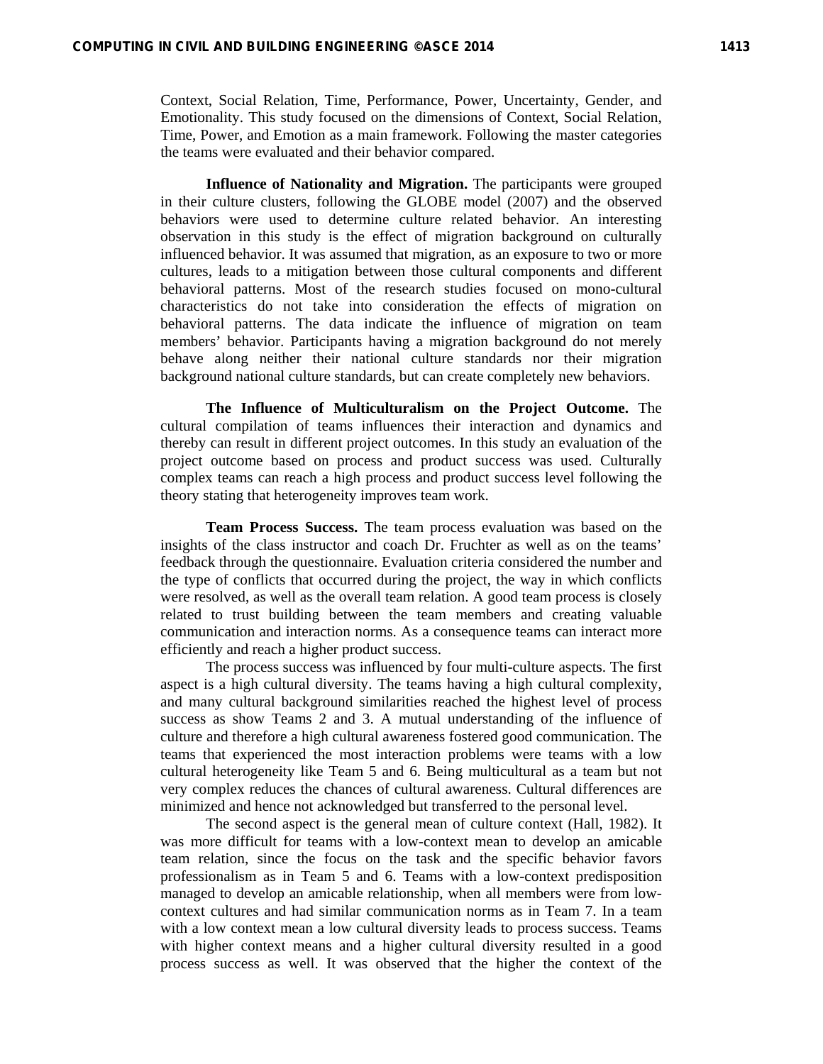Context, Social Relation, Time, Performance, Power, Uncertainty, Gender, and Emotionality. This study focused on the dimensions of Context, Social Relation, Time, Power, and Emotion as a main framework. Following the master categories the teams were evaluated and their behavior compared.

**Influence of Nationality and Migration.** The participants were grouped in their culture clusters, following the GLOBE model (2007) and the observed behaviors were used to determine culture related behavior. An interesting observation in this study is the effect of migration background on culturally influenced behavior. It was assumed that migration, as an exposure to two or more cultures, leads to a mitigation between those cultural components and different behavioral patterns. Most of the research studies focused on mono-cultural characteristics do not take into consideration the effects of migration on behavioral patterns. The data indicate the influence of migration on team members' behavior. Participants having a migration background do not merely behave along neither their national culture standards nor their migration background national culture standards, but can create completely new behaviors.

**The Influence of Multiculturalism on the Project Outcome.** The cultural compilation of teams influences their interaction and dynamics and thereby can result in different project outcomes. In this study an evaluation of the project outcome based on process and product success was used. Culturally complex teams can reach a high process and product success level following the theory stating that heterogeneity improves team work.

**Team Process Success.** The team process evaluation was based on the insights of the class instructor and coach Dr. Fruchter as well as on the teams' feedback through the questionnaire. Evaluation criteria considered the number and the type of conflicts that occurred during the project, the way in which conflicts were resolved, as well as the overall team relation. A good team process is closely related to trust building between the team members and creating valuable communication and interaction norms. As a consequence teams can interact more efficiently and reach a higher product success.

The process success was influenced by four multi-culture aspects. The first aspect is a high cultural diversity. The teams having a high cultural complexity, and many cultural background similarities reached the highest level of process success as show Teams 2 and 3. A mutual understanding of the influence of culture and therefore a high cultural awareness fostered good communication. The teams that experienced the most interaction problems were teams with a low cultural heterogeneity like Team 5 and 6. Being multicultural as a team but not very complex reduces the chances of cultural awareness. Cultural differences are minimized and hence not acknowledged but transferred to the personal level.

The second aspect is the general mean of culture context (Hall, 1982). It was more difficult for teams with a low-context mean to develop an amicable team relation, since the focus on the task and the specific behavior favors professionalism as in Team 5 and 6. Teams with a low-context predisposition managed to develop an amicable relationship, when all members were from low-context cultures and had similar communication norms as in Team 7. In a team with a low context mean a low cultural diversity leads to process success. Teams with higher context means and a higher cultural diversity resulted in a good process success as well. It was observed that the higher the context of the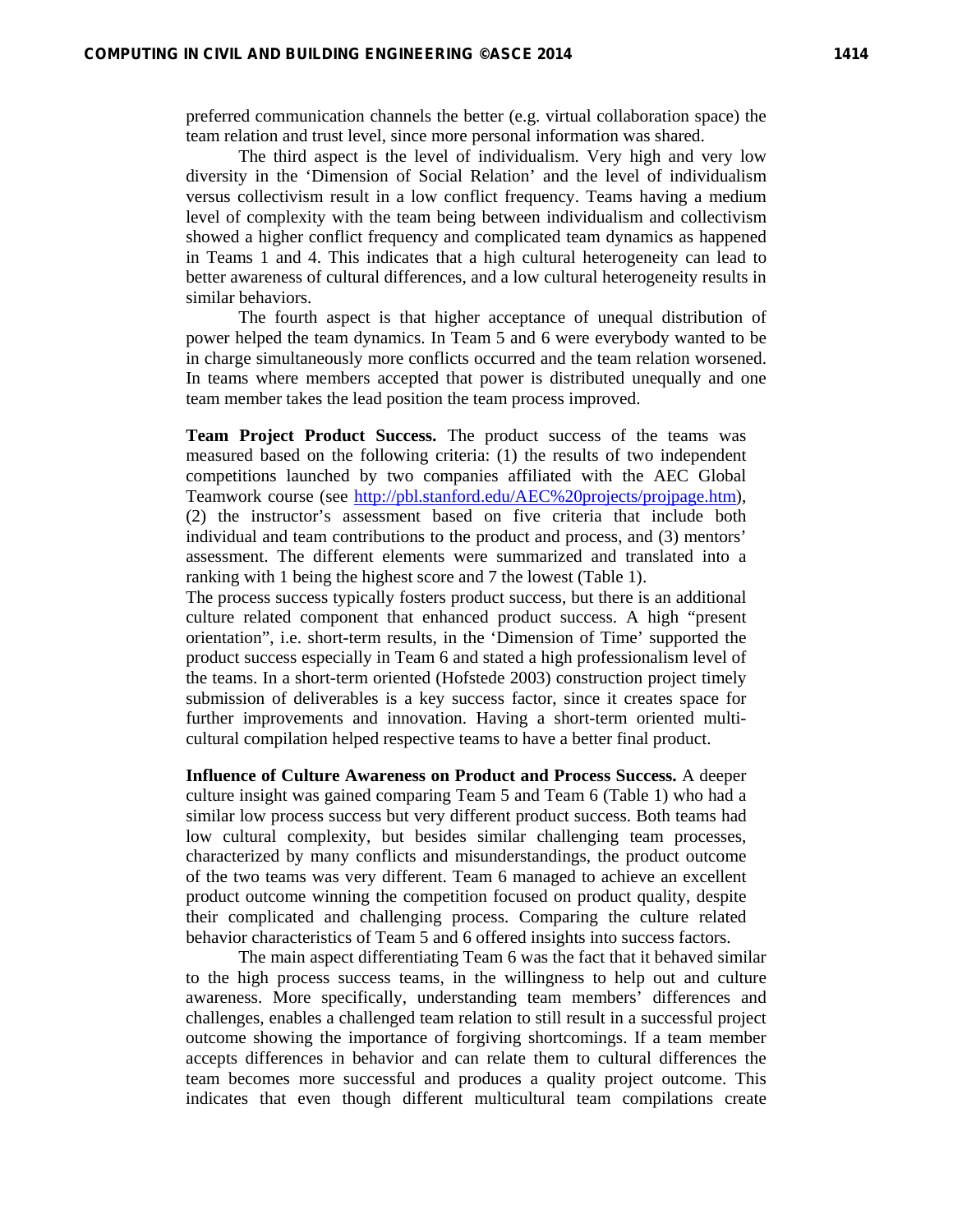preferred communication channels the better (e.g. virtual collaboration space) the team relation and trust level, since more personal information was shared.

The third aspect is the level of individualism. Very high and very low diversity in the 'Dimension of Social Relation' and the level of individualism versus collectivism result in a low conflict frequency. Teams having a medium level of complexity with the team being between individualism and collectivism showed a higher conflict frequency and complicated team dynamics as happened in Teams 1 and 4. This indicates that a high cultural heterogeneity can lead to better awareness of cultural differences, and a low cultural heterogeneity results in similar behaviors.

The fourth aspect is that higher acceptance of unequal distribution of power helped the team dynamics. In Team 5 and 6 were everybody wanted to be in charge simultaneously more conflicts occurred and the team relation worsened. In teams where members accepted that power is distributed unequally and one team member takes the lead position the team process improved.

**Team Project Product Success.** The product success of the teams was measured based on the following criteria: (1) the results of two independent competitions launched by two companies affiliated with the AEC Global Teamwork course (see http://pbl.stanford.edu/AEC%20projects/projpage.htm), (2) the instructor's assessment based on five criteria that include both individual and team contributions to the product and process, and (3) mentors' assessment. The different elements were summarized and translated into a ranking with 1 being the highest score and 7 the lowest (Table 1).

The process success typically fosters product success, but there is an additional culture related component that enhanced product success. A high "present orientation", i.e. short-term results, in the 'Dimension of Time' supported the product success especially in Team 6 and stated a high professionalism level of the teams. In a short-term oriented (Hofstede 2003) construction project timely submission of deliverables is a key success factor, since it creates space for further improvements and innovation. Having a short-term oriented multi-cultural compilation helped respective teams to have a better final product.

**Influence of Culture Awareness on Product and Process Success.** A deeper culture insight was gained comparing Team 5 and Team 6 (Table 1) who had a similar low process success but very different product success. Both teams had low cultural complexity, but besides similar challenging team processes, characterized by many conflicts and misunderstandings, the product outcome of the two teams was very different. Team 6 managed to achieve an excellent product outcome winning the competition focused on product quality, despite their complicated and challenging process. Comparing the culture related behavior characteristics of Team 5 and 6 offered insights into success factors.

The main aspect differentiating Team 6 was the fact that it behaved similar to the high process success teams, in the willingness to help out and culture awareness. More specifically, understanding team members' differences and challenges, enables a challenged team relation to still result in a successful project outcome showing the importance of forgiving shortcomings. If a team member accepts differences in behavior and can relate them to cultural differences the team becomes more successful and produces a quality project outcome. This indicates that even though different multicultural team compilations create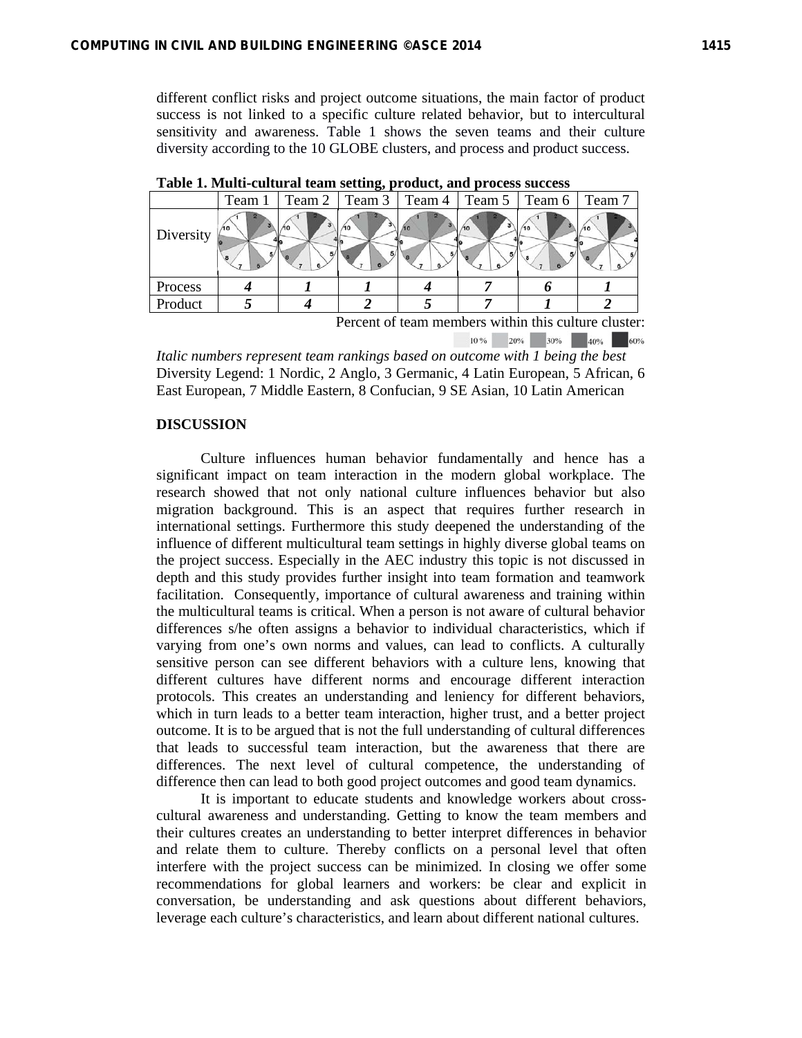different conflict risks and project outcome situations, the main factor of product success is not linked to a specific culture related behavior, but to intercultural sensitivity and awareness. Table 1 shows the seven teams and their culture diversity according to the 10 GLOBE clusters, and process and product success.

**Table 1. Multi-cultural team setting, product, and process success**

| | Team 1 | Team 2 | Team 3 | Team 4 | Team 5 | Team 6 | Team 7 |
|---|---|---|---|---|---|---|---|
| Diversity | | | | | | | |
| Process | ***4*** | ***1*** | ***1*** | ***4*** | ***7*** | ***6*** | ***1*** |
| Product | ***5*** | ***4*** | ***2*** | ***5*** | ***7*** | ***1*** | ***2*** |

Percent of team members within this culture cluster: 10 % 20% 30% 40% 60%

*Italic numbers represent team rankings based on outcome with 1 being the best*
Diversity Legend: 1 Nordic, 2 Anglo, 3 Germanic, 4 Latin European, 5 African, 6 East European, 7 Middle Eastern, 8 Confucian, 9 SE Asian, 10 Latin American

## DISCUSSION

Culture influences human behavior fundamentally and hence has a significant impact on team interaction in the modern global workplace. The research showed that not only national culture influences behavior but also migration background. This is an aspect that requires further research in international settings. Furthermore this study deepened the understanding of the influence of different multicultural team settings in highly diverse global teams on the project success. Especially in the AEC industry this topic is not discussed in depth and this study provides further insight into team formation and teamwork facilitation. Consequently, importance of cultural awareness and training within the multicultural teams is critical. When a person is not aware of cultural behavior differences s/he often assigns a behavior to individual characteristics, which if varying from one's own norms and values, can lead to conflicts. A culturally sensitive person can see different behaviors with a culture lens, knowing that different cultures have different norms and encourage different interaction protocols. This creates an understanding and leniency for different behaviors, which in turn leads to a better team interaction, higher trust, and a better project outcome. It is to be argued that is not the full understanding of cultural differences that leads to successful team interaction, but the awareness that there are differences. The next level of cultural competence, the understanding of difference then can lead to both good project outcomes and good team dynamics.

It is important to educate students and knowledge workers about cross-cultural awareness and understanding. Getting to know the team members and their cultures creates an understanding to better interpret differences in behavior and relate them to culture. Thereby conflicts on a personal level that often interfere with the project success can be minimized. In closing we offer some recommendations for global learners and workers: be clear and explicit in conversation, be understanding and ask questions about different behaviors, leverage each culture's characteristics, and learn about different national cultures.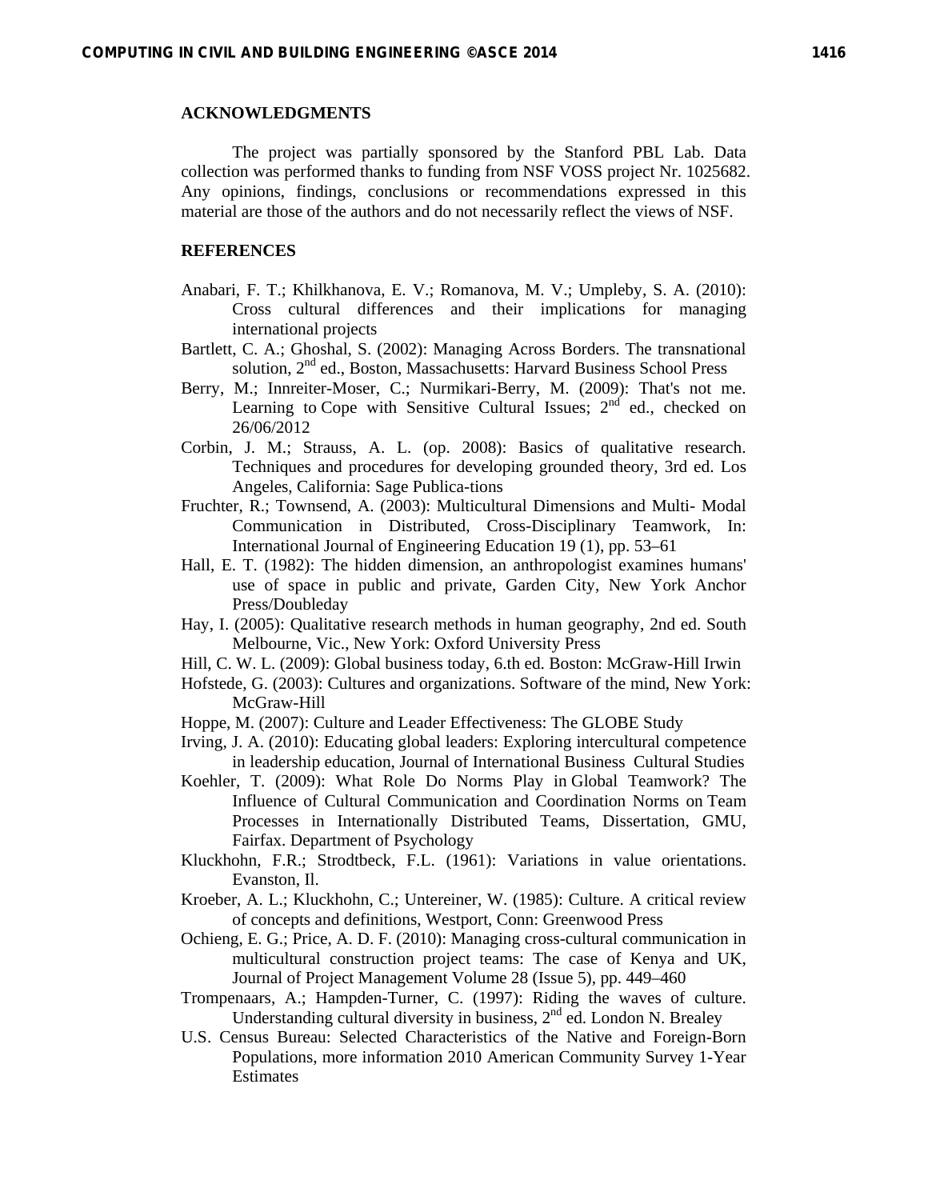## ACKNOWLEDGMENTS

The project was partially sponsored by the Stanford PBL Lab. Data collection was performed thanks to funding from NSF VOSS project Nr. 1025682. Any opinions, findings, conclusions or recommendations expressed in this material are those of the authors and do not necessarily reflect the views of NSF.

## REFERENCES

Anabari, F. T.; Khilkhanova, E. V.; Romanova, M. V.; Umpleby, S. A. (2010): Cross cultural differences and their implications for managing international projects

Bartlett, C. A.; Ghoshal, S. (2002): Managing Across Borders. The transnational solution, 2nd ed., Boston, Massachusetts: Harvard Business School Press

Berry, M.; Innreiter-Moser, C.; Nurmikari-Berry, M. (2009): That's not me. Learning to Cope with Sensitive Cultural Issues; 2nd ed., checked on 26/06/2012

Corbin, J. M.; Strauss, A. L. (op. 2008): Basics of qualitative research. Techniques and procedures for developing grounded theory, 3rd ed. Los Angeles, California: Sage Publica-tions

Fruchter, R.; Townsend, A. (2003): Multicultural Dimensions and Multi- Modal Communication in Distributed, Cross-Disciplinary Teamwork, In: International Journal of Engineering Education 19 (1), pp. 53–61

Hall, E. T. (1982): The hidden dimension, an anthropologist examines humans' use of space in public and private, Garden City, New York Anchor Press/Doubleday

Hay, I. (2005): Qualitative research methods in human geography, 2nd ed. South Melbourne, Vic., New York: Oxford University Press

Hill, C. W. L. (2009): Global business today, 6.th ed. Boston: McGraw-Hill Irwin

Hofstede, G. (2003): Cultures and organizations. Software of the mind, New York: McGraw-Hill

Hoppe, M. (2007): Culture and Leader Effectiveness: The GLOBE Study

Irving, J. A. (2010): Educating global leaders: Exploring intercultural competence in leadership education, Journal of International Business Cultural Studies

Koehler, T. (2009): What Role Do Norms Play in Global Teamwork? The Influence of Cultural Communication and Coordination Norms on Team Processes in Internationally Distributed Teams, Dissertation, GMU, Fairfax. Department of Psychology

Kluckhohn, F.R.; Strodtbeck, F.L. (1961): Variations in value orientations. Evanston, Il.

Kroeber, A. L.; Kluckhohn, C.; Untereiner, W. (1985): Culture. A critical review of concepts and definitions, Westport, Conn: Greenwood Press

Ochieng, E. G.; Price, A. D. F. (2010): Managing cross-cultural communication in multicultural construction project teams: The case of Kenya and UK, Journal of Project Management Volume 28 (Issue 5), pp. 449–460

Trompenaars, A.; Hampden-Turner, C. (1997): Riding the waves of culture. Understanding cultural diversity in business, 2nd ed. London N. Brealey

U.S. Census Bureau: Selected Characteristics of the Native and Foreign-Born Populations, more information 2010 American Community Survey 1-Year Estimates